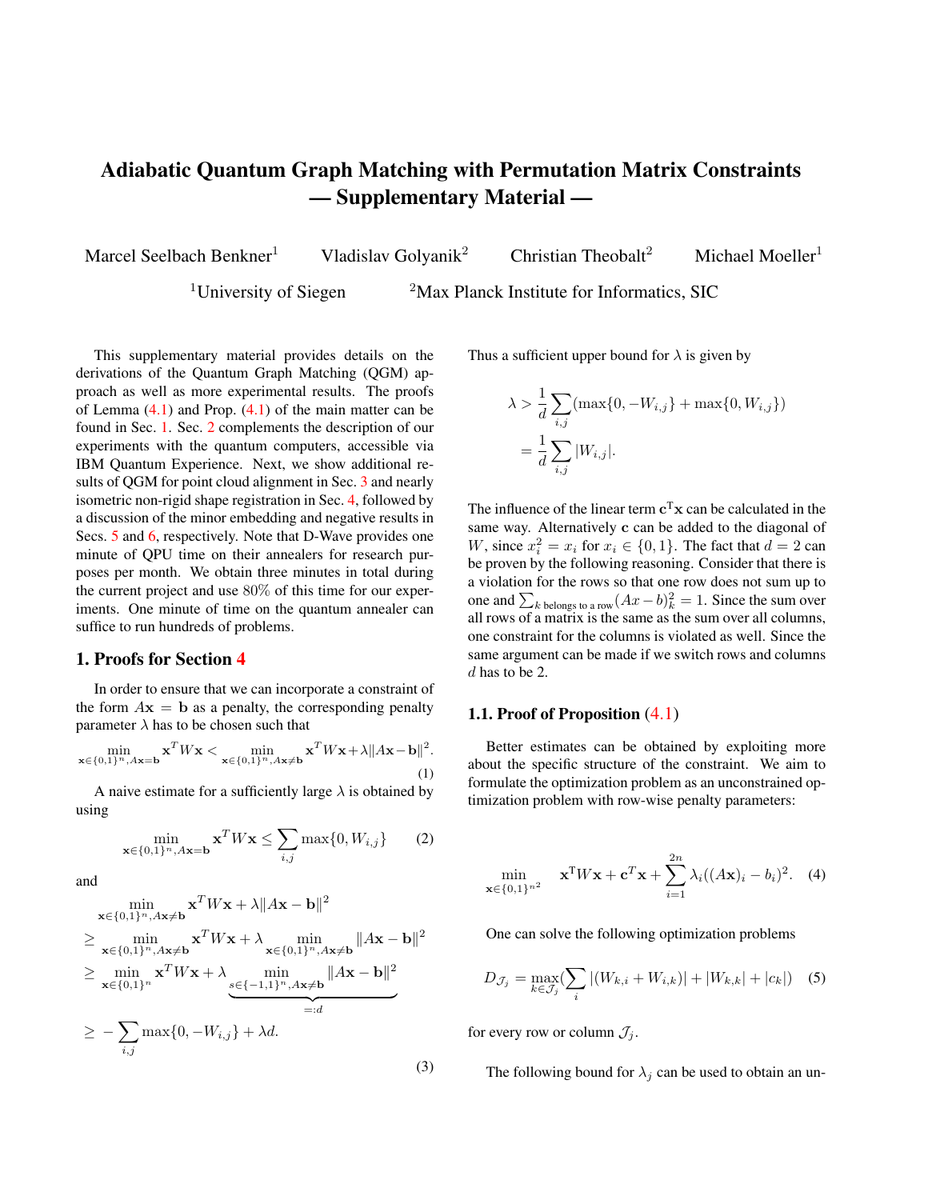# Adiabatic Quantum Graph Matching with Permutation Matrix Constraints — Supplementary Material —

Marcel Seelbach Benkner[1] Vladislav Golyanik[2] Christian Theobalt[2] Michael Moeller[1]

[1]University of Siegen [2]Max Planck Institute for Informatics, SIC

This supplementary material provides details on the derivations of the Quantum Graph Matching (QGM) approach as well as more experimental results. The proofs of Lemma (4.1) and Prop. (4.1) of the main matter can be found in Sec. 1. Sec. 2 complements the description of our experiments with the quantum computers, accessible via IBM Quantum Experience. Next, we show additional results of QGM for point cloud alignment in Sec. 3 and nearly isometric non-rigid shape registration in Sec. 4, followed by a discussion of the minor embedding and negative results in Secs. 5 and 6, respectively. Note that D-Wave provides one minute of QPU time on their annealers for research purposes per month. We obtain three minutes in total during the current project and use 80% of this time for our experiments. One minute of time on the quantum annealer can suffice to run hundreds of problems.

## 1. Proofs for Section 4

In order to ensure that we can incorporate a constraint of the form $A\mathbf{x} = \mathbf{b}$ as a penalty, the corresponding penalty parameter $\lambda$ has to be chosen such that

$$\min_{\mathbf{x}\in\{0,1\}^n, A\mathbf{x}=\mathbf{b}} \mathbf{x}^T W \mathbf{x} < \min_{\mathbf{x}\in\{0,1\}^n, A\mathbf{x}\neq\mathbf{b}} \mathbf{x}^T W \mathbf{x} + \lambda \|A\mathbf{x}-\mathbf{b}\|^2. \tag{1}$$

A naive estimate for a sufficiently large $\lambda$ is obtained by using

$$\min_{\mathbf{x}\in\{0,1\}^n, A\mathbf{x}=\mathbf{b}} \mathbf{x}^T W \mathbf{x} \leq \sum_{i,j} \max\{0, W_{i,j}\} \tag{2}$$

and

$$\begin{aligned}
&\min_{\mathbf{x}\in\{0,1\}^n, A\mathbf{x}\neq\mathbf{b}} \mathbf{x}^T W \mathbf{x} + \lambda \|A\mathbf{x}-\mathbf{b}\|^2 \\
\geq &\min_{\mathbf{x}\in\{0,1\}^n, A\mathbf{x}\neq\mathbf{b}} \mathbf{x}^T W \mathbf{x} + \lambda \min_{\mathbf{x}\in\{0,1\}^n, A\mathbf{x}\neq\mathbf{b}} \|A\mathbf{x}-\mathbf{b}\|^2 \\
\geq &\min_{\mathbf{x}\in\{0,1\}^n} \mathbf{x}^T W \mathbf{x} + \lambda \underbrace{\min_{s\in\{-1,1\}^n, A\mathbf{x}\neq\mathbf{b}} \|A\mathbf{x}-\mathbf{b}\|^2}_{=:d} \\
\geq & -\sum_{i,j} \max\{0, -W_{i,j}\} + \lambda d.
\end{aligned} \tag{3}$$

Thus a sufficient upper bound for $\lambda$ is given by

$$\begin{aligned}
\lambda &> \frac{1}{d}\sum_{i,j}(\max\{0, -W_{i,j}\} + \max\{0, W_{i,j}\}) \\
&= \frac{1}{d}\sum_{i,j} |W_{i,j}|.
\end{aligned}$$

The influence of the linear term $\mathbf{c}^{\mathrm{T}}\mathbf{x}$ can be calculated in the same way. Alternatively $\mathbf{c}$ can be added to the diagonal of $W$, since $x_i^2 = x_i$ for $x_i \in \{0, 1\}$. The fact that $d = 2$ can be proven by the following reasoning. Consider that there is a violation for the rows so that one row does not sum up to one and $\sum_{k \text{ belongs to a row}} (Ax - b)_k^2 = 1$. Since the sum over all rows of a matrix is the same as the sum over all columns, one constraint for the columns is violated as well. Since the same argument can be made if we switch rows and columns $d$ has to be 2.

### 1.1. Proof of Proposition (4.1)

Better estimates can be obtained by exploiting more about the specific structure of the constraint. We aim to formulate the optimization problem as an unconstrained optimization problem with row-wise penalty parameters:

$$\min_{\mathbf{x}\in\{0,1\}^{n^2}} \mathbf{x}^{\mathrm{T}} W \mathbf{x} + \mathbf{c}^T \mathbf{x} + \sum_{i=1}^{2n} \lambda_i ((A\mathbf{x})_i - b_i)^2. \tag{4}$$

One can solve the following optimization problems

$$D_{\mathcal{J}_j} = \max_{k\in\mathcal{J}_j} (\sum_i |(W_{k,i} + W_{i,k})| + |W_{k,k}| + |c_k|) \tag{5}$$

for every row or column $\mathcal{J}_j$.

The following bound for $\lambda_j$ can be used to obtain an un-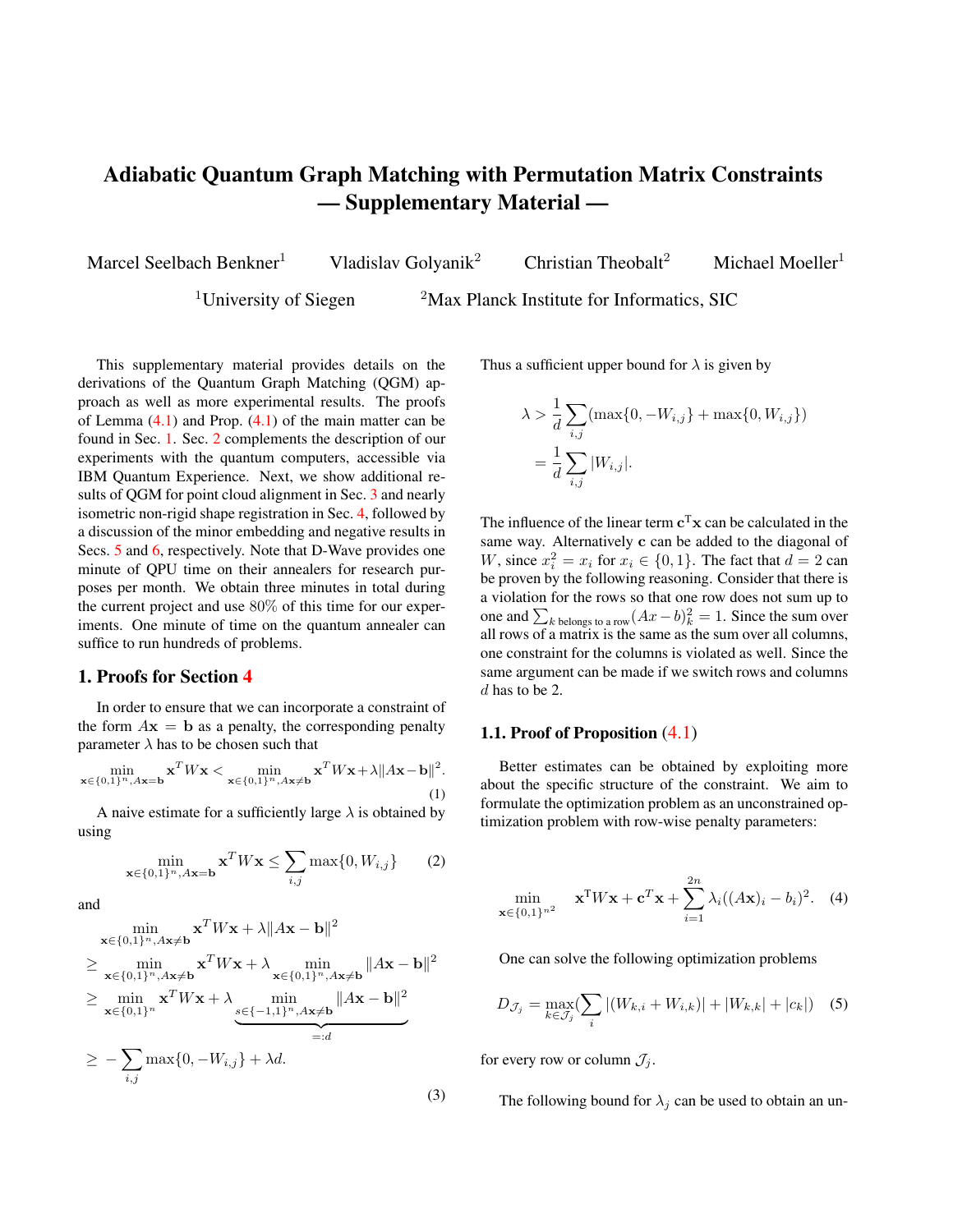# Adiabatic Quantum Graph Matching with Permutation Matrix Constraints — Supplementary Material —

Marcel Seelbach Benkner[1] Vladislav Golyanik[2] Christian Theobalt[2] Michael Moeller[1]

[1]University of Siegen [2]Max Planck Institute for Informatics, SIC

This supplementary material provides details on the derivations of the Quantum Graph Matching (QGM) approach as well as more experimental results. The proofs of Lemma (4.1) and Prop. (4.1) of the main matter can be found in Sec. 1. Sec. 2 complements the description of our experiments with the quantum computers, accessible via IBM Quantum Experience. Next, we show additional results of QGM for point cloud alignment in Sec. 3 and nearly isometric non-rigid shape registration in Sec. 4, followed by a discussion of the minor embedding and negative results in Secs. 5 and 6, respectively. Note that D-Wave provides one minute of QPU time on their annealers for research purposes per month. We obtain three minutes in total during the current project and use 80% of this time for our experiments. One minute of time on the quantum annealer can suffice to run hundreds of problems.

## 1. Proofs for Section 4

In order to ensure that we can incorporate a constraint of the form $A\mathbf{x} = \mathbf{b}$ as a penalty, the corresponding penalty parameter $\lambda$ has to be chosen such that

$$\min_{\mathbf{x}\in\{0,1\}^n, A\mathbf{x}=\mathbf{b}} \mathbf{x}^T W\mathbf{x} < \min_{\mathbf{x}\in\{0,1\}^n, A\mathbf{x}\neq\mathbf{b}} \mathbf{x}^T W\mathbf{x} + \lambda\|A\mathbf{x}-\mathbf{b}\|^2. \tag{1}$$

A naive estimate for a sufficiently large $\lambda$ is obtained by using

$$\min_{\mathbf{x}\in\{0,1\}^n, A\mathbf{x}=\mathbf{b}} \mathbf{x}^T W\mathbf{x} \leq \sum_{i,j} \max\{0, W_{i,j}\} \tag{2}$$

and

$$\begin{aligned}
&\min_{\mathbf{x}\in\{0,1\}^n, A\mathbf{x}\neq\mathbf{b}} \mathbf{x}^T W\mathbf{x} + \lambda\|A\mathbf{x}-\mathbf{b}\|^2 \\
\geq &\min_{\mathbf{x}\in\{0,1\}^n, A\mathbf{x}\neq\mathbf{b}} \mathbf{x}^T W\mathbf{x} + \lambda \min_{\mathbf{x}\in\{0,1\}^n, A\mathbf{x}\neq\mathbf{b}} \|A\mathbf{x}-\mathbf{b}\|^2 \\
\geq &\min_{\mathbf{x}\in\{0,1\}^n} \mathbf{x}^T W\mathbf{x} + \lambda \underbrace{\min_{s\in\{-1,1\}^n, A\mathbf{x}\neq\mathbf{b}} \|A\mathbf{x}-\mathbf{b}\|^2}_{=:d} \\
\geq &-\sum_{i,j} \max\{0, -W_{i,j}\} + \lambda d.
\end{aligned} \tag{3}$$

Thus a sufficient upper bound for $\lambda$ is given by

$$\begin{aligned}
\lambda &> \frac{1}{d}\sum_{i,j}(\max\{0,-W_{i,j}\} + \max\{0, W_{i,j}\}) \\
&= \frac{1}{d}\sum_{i,j}|W_{i,j}|.
\end{aligned}$$

The influence of the linear term $\mathbf{c}^{\mathrm{T}}\mathbf{x}$ can be calculated in the same way. Alternatively $\mathbf{c}$ can be added to the diagonal of $W$, since $x_i^2 = x_i$ for $x_i \in \{0, 1\}$. The fact that $d = 2$ can be proven by the following reasoning. Consider that there is a violation for the rows so that one row does not sum up to one and $\sum_{k \text{ belongs to a row}}(Ax-b)_k^2 = 1$. Since the sum over all rows of a matrix is the same as the sum over all columns, one constraint for the columns is violated as well. Since the same argument can be made if we switch rows and columns $d$ has to be 2.

### 1.1. Proof of Proposition (4.1)

Better estimates can be obtained by exploiting more about the specific structure of the constraint. We aim to formulate the optimization problem as an unconstrained optimization problem with row-wise penalty parameters:

$$\min_{\mathbf{x}\in\{0,1\}^{n^2}} \quad \mathbf{x}^{\mathrm{T}} W\mathbf{x} + \mathbf{c}^T\mathbf{x} + \sum_{i=1}^{2n} \lambda_i((A\mathbf{x})_i - b_i)^2. \tag{4}$$

One can solve the following optimization problems

$$D_{\mathcal{J}_j} = \max_{k\in\mathcal{J}_j}\left(\sum_i |(W_{k,i} + W_{i,k})| + |W_{k,k}| + |c_k|\right) \tag{5}$$

for every row or column $\mathcal{J}_j$.

The following bound for $\lambda_j$ can be used to obtain an un-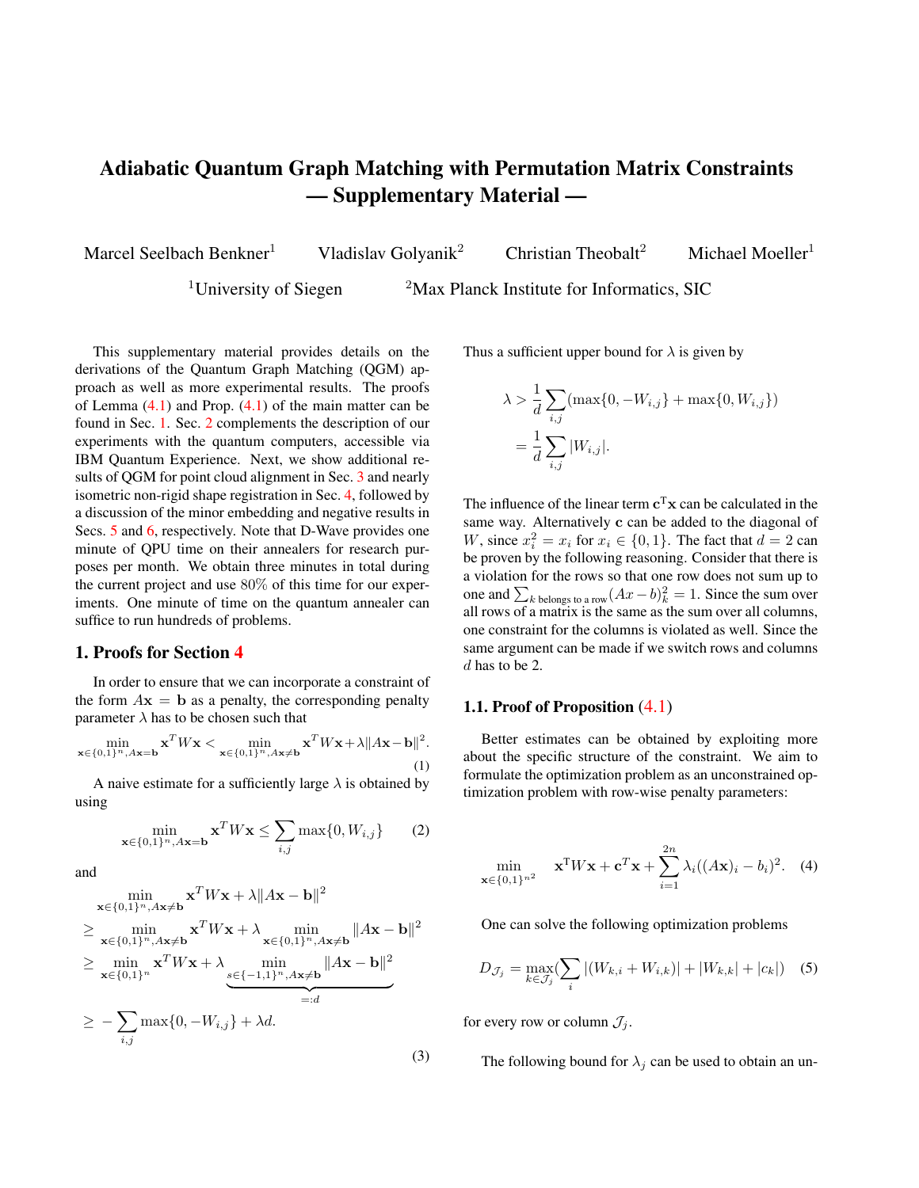# Adiabatic Quantum Graph Matching with Permutation Matrix Constraints — Supplementary Material —

Marcel Seelbach Benkner[1] Vladislav Golyanik[2] Christian Theobalt[2] Michael Moeller[1]

[1]University of Siegen [2]Max Planck Institute for Informatics, SIC

This supplementary material provides details on the derivations of the Quantum Graph Matching (QGM) approach as well as more experimental results. The proofs of Lemma (4.1) and Prop. (4.1) of the main matter can be found in Sec. 1. Sec. 2 complements the description of our experiments with the quantum computers, accessible via IBM Quantum Experience. Next, we show additional results of QGM for point cloud alignment in Sec. 3 and nearly isometric non-rigid shape registration in Sec. 4, followed by a discussion of the minor embedding and negative results in Secs. 5 and 6, respectively. Note that D-Wave provides one minute of QPU time on their annealers for research purposes per month. We obtain three minutes in total during the current project and use 80% of this time for our experiments. One minute of time on the quantum annealer can suffice to run hundreds of problems.

## 1. Proofs for Section 4

In order to ensure that we can incorporate a constraint of the form $A\mathbf{x} = \mathbf{b}$ as a penalty, the corresponding penalty parameter $\lambda$ has to be chosen such that

$$\min_{\mathbf{x}\in\{0,1\}^n, A\mathbf{x}=\mathbf{b}} \mathbf{x}^T W \mathbf{x} < \min_{\mathbf{x}\in\{0,1\}^n, A\mathbf{x}\neq\mathbf{b}} \mathbf{x}^T W \mathbf{x} + \lambda \|A\mathbf{x}-\mathbf{b}\|^2. \tag{1}$$

A naive estimate for a sufficiently large $\lambda$ is obtained by using

$$\min_{\mathbf{x}\in\{0,1\}^n, A\mathbf{x}=\mathbf{b}} \mathbf{x}^T W \mathbf{x} \leq \sum_{i,j} \max\{0, W_{i,j}\} \tag{2}$$

and

$$\begin{aligned}
&\min_{\mathbf{x}\in\{0,1\}^n, A\mathbf{x}\neq\mathbf{b}} \mathbf{x}^T W \mathbf{x} + \lambda \|A\mathbf{x}-\mathbf{b}\|^2 \\
\geq &\min_{\mathbf{x}\in\{0,1\}^n, A\mathbf{x}\neq\mathbf{b}} \mathbf{x}^T W \mathbf{x} + \lambda \min_{\mathbf{x}\in\{0,1\}^n, A\mathbf{x}\neq\mathbf{b}} \|A\mathbf{x}-\mathbf{b}\|^2 \\
\geq &\min_{\mathbf{x}\in\{0,1\}^n} \mathbf{x}^T W \mathbf{x} + \lambda \underbrace{\min_{s\in\{-1,1\}^n, A\mathbf{x}\neq\mathbf{b}} \|A\mathbf{x}-\mathbf{b}\|^2}_{=:d} \\
\geq &-\sum_{i,j} \max\{0, -W_{i,j}\} + \lambda d.
\end{aligned} \tag{3}$$

Thus a sufficient upper bound for $\lambda$ is given by

$$\begin{aligned}
\lambda &> \frac{1}{d}\sum_{i,j} (\max\{0, -W_{i,j}\} + \max\{0, W_{i,j}\}) \\
&= \frac{1}{d}\sum_{i,j} |W_{i,j}|.
\end{aligned}$$

The influence of the linear term $\mathbf{c}^T\mathbf{x}$ can be calculated in the same way. Alternatively $\mathbf{c}$ can be added to the diagonal of $W$, since $x_i^2 = x_i$ for $x_i \in \{0,1\}$. The fact that $d = 2$ can be proven by the following reasoning. Consider that there is a violation for the rows so that one row does not sum up to one and $\sum_{k \text{ belongs to a row}} (Ax-b)_k^2 = 1$. Since the sum over all rows of a matrix is the same as the sum over all columns, one constraint for the columns is violated as well. Since the same argument can be made if we switch rows and columns $d$ has to be 2.

### 1.1. Proof of Proposition (4.1)

Better estimates can be obtained by exploiting more about the specific structure of the constraint. We aim to formulate the optimization problem as an unconstrained optimization problem with row-wise penalty parameters:

$$\min_{\mathbf{x}\in\{0,1\}^{n^2}} \mathbf{x}^T W \mathbf{x} + \mathbf{c}^T\mathbf{x} + \sum_{i=1}^{2n} \lambda_i ((A\mathbf{x})_i - b_i)^2. \tag{4}$$

One can solve the following optimization problems

$$D_{\mathcal{J}_j} = \max_{k\in\mathcal{J}_j} (\sum_i |(W_{k,i} + W_{i,k})| + |W_{k,k}| + |c_k|) \tag{5}$$

for every row or column $\mathcal{J}_j$.

The following bound for $\lambda_j$ can be used to obtain an un-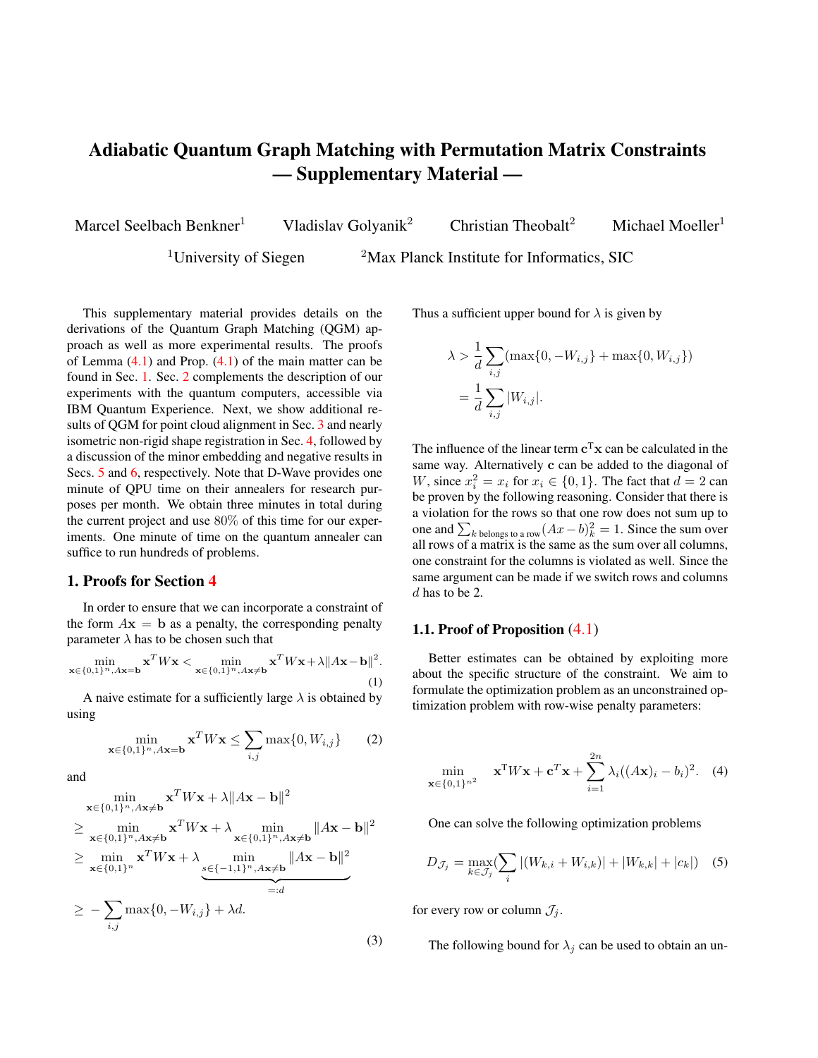# Adiabatic Quantum Graph Matching with Permutation Matrix Constraints — Supplementary Material —

Marcel Seelbach Benkner[1] Vladislav Golyanik[2] Christian Theobalt[2] Michael Moeller[1]

[1]University of Siegen [2]Max Planck Institute for Informatics, SIC

This supplementary material provides details on the derivations of the Quantum Graph Matching (QGM) approach as well as more experimental results. The proofs of Lemma (4.1) and Prop. (4.1) of the main matter can be found in Sec. 1. Sec. 2 complements the description of our experiments with the quantum computers, accessible via IBM Quantum Experience. Next, we show additional results of QGM for point cloud alignment in Sec. 3 and nearly isometric non-rigid shape registration in Sec. 4, followed by a discussion of the minor embedding and negative results in Secs. 5 and 6, respectively. Note that D-Wave provides one minute of QPU time on their annealers for research purposes per month. We obtain three minutes in total during the current project and use 80% of this time for our experiments. One minute of time on the quantum annealer can suffice to run hundreds of problems.

## 1. Proofs for Section 4

In order to ensure that we can incorporate a constraint of the form $A\mathbf{x} = \mathbf{b}$ as a penalty, the corresponding penalty parameter $\lambda$ has to be chosen such that

$$\min_{\mathbf{x}\in\{0,1\}^n, A\mathbf{x}=\mathbf{b}} \mathbf{x}^T W\mathbf{x} < \min_{\mathbf{x}\in\{0,1\}^n, A\mathbf{x}\neq\mathbf{b}} \mathbf{x}^T W\mathbf{x} + \lambda\|A\mathbf{x}-\mathbf{b}\|^2. \tag{1}$$

A naive estimate for a sufficiently large $\lambda$ is obtained by using

$$\min_{\mathbf{x}\in\{0,1\}^n, A\mathbf{x}=\mathbf{b}} \mathbf{x}^T W\mathbf{x} \leq \sum_{i,j} \max\{0, W_{i,j}\} \tag{2}$$

and

$$\begin{aligned}
&\min_{\mathbf{x}\in\{0,1\}^n, A\mathbf{x}\neq\mathbf{b}} \mathbf{x}^T W\mathbf{x} + \lambda\|A\mathbf{x}-\mathbf{b}\|^2 \\
\geq &\min_{\mathbf{x}\in\{0,1\}^n, A\mathbf{x}\neq\mathbf{b}} \mathbf{x}^T W\mathbf{x} + \lambda \min_{\mathbf{x}\in\{0,1\}^n, A\mathbf{x}\neq\mathbf{b}} \|A\mathbf{x}-\mathbf{b}\|^2 \\
\geq &\min_{\mathbf{x}\in\{0,1\}^n} \mathbf{x}^T W\mathbf{x} + \lambda \underbrace{\min_{s\in\{-1,1\}^n, A\mathbf{x}\neq\mathbf{b}} \|A\mathbf{x}-\mathbf{b}\|^2}_{=:d} \\
\geq & -\sum_{i,j} \max\{0, -W_{i,j}\} + \lambda d.
\end{aligned} \tag{3}$$

Thus a sufficient upper bound for $\lambda$ is given by

$$\begin{aligned}
\lambda &> \frac{1}{d}\sum_{i,j}(\max\{0, -W_{i,j}\} + \max\{0, W_{i,j}\}) \\
&= \frac{1}{d}\sum_{i,j}|W_{i,j}|.
\end{aligned}$$

The influence of the linear term $\mathbf{c}^{\mathrm{T}}\mathbf{x}$ can be calculated in the same way. Alternatively $\mathbf{c}$ can be added to the diagonal of $W$, since $x_i^2 = x_i$ for $x_i \in \{0,1\}$. The fact that $d = 2$ can be proven by the following reasoning. Consider that there is a violation for the rows so that one row does not sum up to one and $\sum_{k \text{ belongs to a row}}(Ax-b)_k^2 = 1$. Since the sum over all rows of a matrix is the same as the sum over all columns, one constraint for the columns is violated as well. Since the same argument can be made if we switch rows and columns $d$ has to be 2.

### 1.1. Proof of Proposition (4.1)

Better estimates can be obtained by exploiting more about the specific structure of the constraint. We aim to formulate the optimization problem as an unconstrained optimization problem with row-wise penalty parameters:

$$\min_{\mathbf{x}\in\{0,1\}^{n^2}} \quad \mathbf{x}^{\mathrm{T}}W\mathbf{x} + \mathbf{c}^T\mathbf{x} + \sum_{i=1}^{2n}\lambda_i((A\mathbf{x})_i - b_i)^2. \tag{4}$$

One can solve the following optimization problems

$$D_{\mathcal{J}_j} = \max_{k\in\mathcal{J}_j}(\sum_i |(W_{k,i} + W_{i,k})| + |W_{k,k}| + |c_k|) \tag{5}$$

for every row or column $\mathcal{J}_j$.

The following bound for $\lambda_j$ can be used to obtain an un-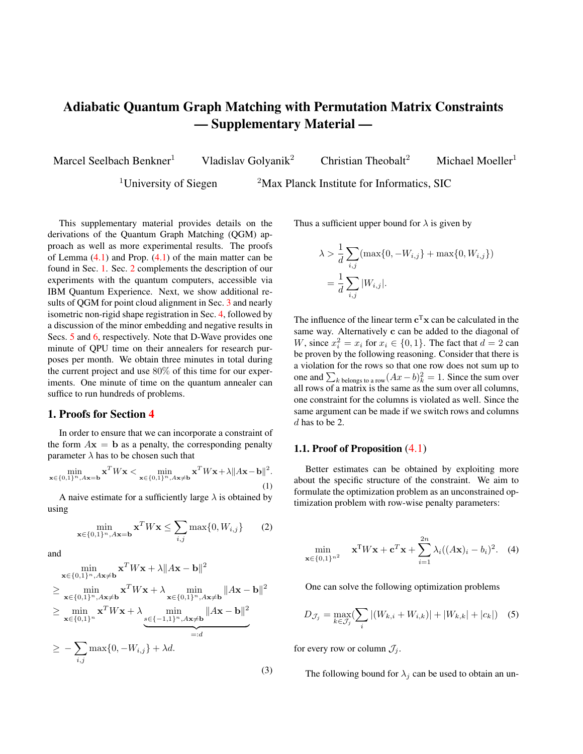# Adiabatic Quantum Graph Matching with Permutation Matrix Constraints — Supplementary Material —

Marcel Seelbach Benkner[1] Vladislav Golyanik[2] Christian Theobalt[2] Michael Moeller[1]

[1]University of Siegen [2]Max Planck Institute for Informatics, SIC

This supplementary material provides details on the derivations of the Quantum Graph Matching (QGM) approach as well as more experimental results. The proofs of Lemma (4.1) and Prop. (4.1) of the main matter can be found in Sec. 1. Sec. 2 complements the description of our experiments with the quantum computers, accessible via IBM Quantum Experience. Next, we show additional results of QGM for point cloud alignment in Sec. 3 and nearly isometric non-rigid shape registration in Sec. 4, followed by a discussion of the minor embedding and negative results in Secs. 5 and 6, respectively. Note that D-Wave provides one minute of QPU time on their annealers for research purposes per month. We obtain three minutes in total during the current project and use 80% of this time for our experiments. One minute of time on the quantum annealer can suffice to run hundreds of problems.

## 1. Proofs for Section 4

In order to ensure that we can incorporate a constraint of the form $A\mathbf{x} = \mathbf{b}$ as a penalty, the corresponding penalty parameter $\lambda$ has to be chosen such that

$$\min_{\mathbf{x}\in\{0,1\}^n, A\mathbf{x}=\mathbf{b}} \mathbf{x}^T W \mathbf{x} < \min_{\mathbf{x}\in\{0,1\}^n, A\mathbf{x}\neq\mathbf{b}} \mathbf{x}^T W \mathbf{x} + \lambda \|A\mathbf{x}-\mathbf{b}\|^2. \tag{1}$$

A naive estimate for a sufficiently large $\lambda$ is obtained by using

$$\min_{\mathbf{x}\in\{0,1\}^n, A\mathbf{x}=\mathbf{b}} \mathbf{x}^T W \mathbf{x} \leq \sum_{i,j} \max\{0, W_{i,j}\} \tag{2}$$

and

$$\begin{aligned}
&\min_{\mathbf{x}\in\{0,1\}^n, A\mathbf{x}\neq\mathbf{b}} \mathbf{x}^T W \mathbf{x} + \lambda \|A\mathbf{x}-\mathbf{b}\|^2 \\
\geq &\min_{\mathbf{x}\in\{0,1\}^n, A\mathbf{x}\neq\mathbf{b}} \mathbf{x}^T W \mathbf{x} + \lambda \min_{\mathbf{x}\in\{0,1\}^n, A\mathbf{x}\neq\mathbf{b}} \|A\mathbf{x}-\mathbf{b}\|^2 \\
\geq &\min_{\mathbf{x}\in\{0,1\}^n} \mathbf{x}^T W \mathbf{x} + \lambda \underbrace{\min_{s\in\{-1,1\}^n, A\mathbf{x}\neq\mathbf{b}} \|A\mathbf{x}-\mathbf{b}\|^2}_{=:d} \\
\geq & -\sum_{i,j} \max\{0, -W_{i,j}\} + \lambda d.
\end{aligned} \tag{3}$$

Thus a sufficient upper bound for $\lambda$ is given by

$$\begin{aligned}
\lambda &> \frac{1}{d} \sum_{i,j} (\max\{0, -W_{i,j}\} + \max\{0, W_{i,j}\}) \\
&= \frac{1}{d} \sum_{i,j} |W_{i,j}|.
\end{aligned}$$

The influence of the linear term $\mathbf{c}^{\mathrm{T}}\mathbf{x}$ can be calculated in the same way. Alternatively $\mathbf{c}$ can be added to the diagonal of $W$, since $x_i^2 = x_i$ for $x_i \in \{0, 1\}$. The fact that $d = 2$ can be proven by the following reasoning. Consider that there is a violation for the rows so that one row does not sum up to one and $\sum_{k \text{ belongs to a row}} (Ax - b)_k^2 = 1$. Since the sum over all rows of a matrix is the same as the sum over all columns, one constraint for the columns is violated as well. Since the same argument can be made if we switch rows and columns $d$ has to be 2.

### 1.1. Proof of Proposition (4.1)

Better estimates can be obtained by exploiting more about the specific structure of the constraint. We aim to formulate the optimization problem as an unconstrained optimization problem with row-wise penalty parameters:

$$\min_{\mathbf{x}\in\{0,1\}^{n^2}} \mathbf{x}^{\mathrm{T}} W \mathbf{x} + \mathbf{c}^T \mathbf{x} + \sum_{i=1}^{2n} \lambda_i ((A\mathbf{x})_i - b_i)^2. \tag{4}$$

One can solve the following optimization problems

$$D_{\mathcal{J}_j} = \max_{k\in\mathcal{J}_j} \left(\sum_i |(W_{k,i} + W_{i,k})| + |W_{k,k}| + |c_k|\right) \tag{5}$$

for every row or column $\mathcal{J}_j$.

The following bound for $\lambda_j$ can be used to obtain an un-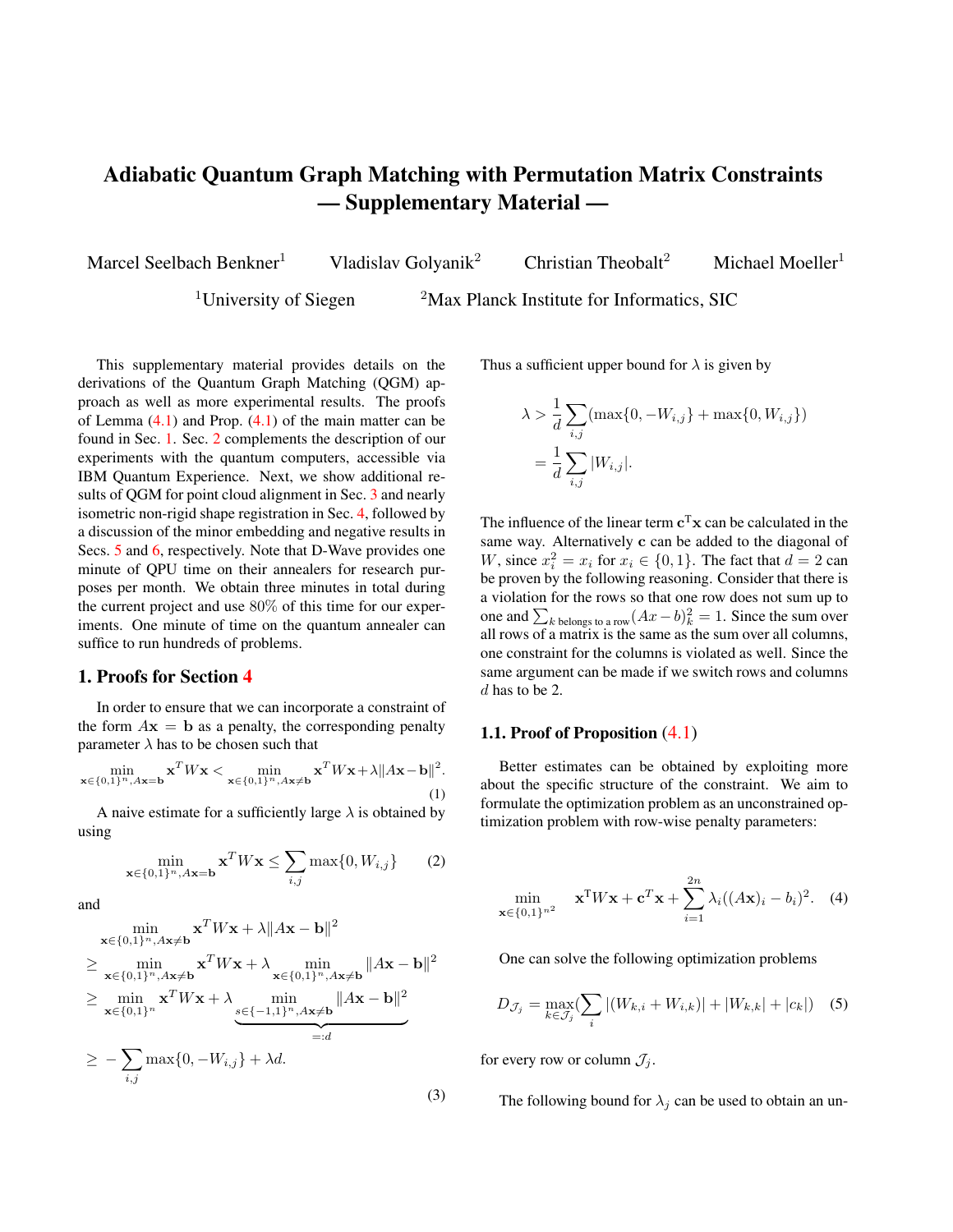# Adiabatic Quantum Graph Matching with Permutation Matrix Constraints — Supplementary Material —

Marcel Seelbach Benkner[1] Vladislav Golyanik[2] Christian Theobalt[2] Michael Moeller[1]

[1]University of Siegen [2]Max Planck Institute for Informatics, SIC

This supplementary material provides details on the derivations of the Quantum Graph Matching (QGM) approach as well as more experimental results. The proofs of Lemma (4.1) and Prop. (4.1) of the main matter can be found in Sec. 1. Sec. 2 complements the description of our experiments with the quantum computers, accessible via IBM Quantum Experience. Next, we show additional results of QGM for point cloud alignment in Sec. 3 and nearly isometric non-rigid shape registration in Sec. 4, followed by a discussion of the minor embedding and negative results in Secs. 5 and 6, respectively. Note that D-Wave provides one minute of QPU time on their annealers for research purposes per month. We obtain three minutes in total during the current project and use 80% of this time for our experiments. One minute of time on the quantum annealer can suffice to run hundreds of problems.

## 1. Proofs for Section 4

In order to ensure that we can incorporate a constraint of the form $A\mathbf{x} = \mathbf{b}$ as a penalty, the corresponding penalty parameter $\lambda$ has to be chosen such that

$$\min_{\mathbf{x}\in\{0,1\}^n, A\mathbf{x}=\mathbf{b}} \mathbf{x}^T W\mathbf{x} < \min_{\mathbf{x}\in\{0,1\}^n, A\mathbf{x}\neq\mathbf{b}} \mathbf{x}^T W\mathbf{x} + \lambda\|A\mathbf{x}-\mathbf{b}\|^2. \tag{1}$$

A naive estimate for a sufficiently large $\lambda$ is obtained by using

$$\min_{\mathbf{x}\in\{0,1\}^n, A\mathbf{x}=\mathbf{b}} \mathbf{x}^T W\mathbf{x} \leq \sum_{i,j} \max\{0, W_{i,j}\} \tag{2}$$

and

$$\begin{aligned}
&\min_{\mathbf{x}\in\{0,1\}^n, A\mathbf{x}\neq\mathbf{b}} \mathbf{x}^T W\mathbf{x} + \lambda\|A\mathbf{x}-\mathbf{b}\|^2 \\
\geq &\min_{\mathbf{x}\in\{0,1\}^n, A\mathbf{x}\neq\mathbf{b}} \mathbf{x}^T W\mathbf{x} + \lambda \min_{\mathbf{x}\in\{0,1\}^n, A\mathbf{x}\neq\mathbf{b}} \|A\mathbf{x}-\mathbf{b}\|^2 \\
\geq &\min_{\mathbf{x}\in\{0,1\}^n} \mathbf{x}^T W\mathbf{x} + \lambda \underbrace{\min_{s\in\{-1,1\}^n, A\mathbf{x}\neq\mathbf{b}} \|A\mathbf{x}-\mathbf{b}\|^2}_{=:d} \\
\geq &-\sum_{i,j} \max\{0, -W_{i,j}\} + \lambda d.
\end{aligned} \tag{3}$$

Thus a sufficient upper bound for $\lambda$ is given by

$$\begin{aligned}
\lambda &> \frac{1}{d}\sum_{i,j} (\max\{0, -W_{i,j}\} + \max\{0, W_{i,j}\}) \\
&= \frac{1}{d}\sum_{i,j} |W_{i,j}|.
\end{aligned}$$

The influence of the linear term $\mathbf{c}^{\mathrm{T}}\mathbf{x}$ can be calculated in the same way. Alternatively $\mathbf{c}$ can be added to the diagonal of $W$, since $x_i^2 = x_i$ for $x_i \in \{0,1\}$. The fact that $d = 2$ can be proven by the following reasoning. Consider that there is a violation for the rows so that one row does not sum up to one and $\sum_{k \text{ belongs to a row}} (Ax - b)_k^2 = 1$. Since the sum over all rows of a matrix is the same as the sum over all columns, one constraint for the columns is violated as well. Since the same argument can be made if we switch rows and columns $d$ has to be 2.

### 1.1. Proof of Proposition (4.1)

Better estimates can be obtained by exploiting more about the specific structure of the constraint. We aim to formulate the optimization problem as an unconstrained optimization problem with row-wise penalty parameters:

$$\min_{\mathbf{x}\in\{0,1\}^{n^2}} \quad \mathbf{x}^{\mathrm{T}} W\mathbf{x} + \mathbf{c}^T\mathbf{x} + \sum_{i=1}^{2n} \lambda_i((A\mathbf{x})_i - b_i)^2. \tag{4}$$

One can solve the following optimization problems

$$D_{\mathcal{J}_j} = \max_{k\in\mathcal{J}_j} (\sum_i |(W_{k,i} + W_{i,k})| + |W_{k,k}| + |c_k|) \tag{5}$$

for every row or column $\mathcal{J}_j$.

The following bound for $\lambda_j$ can be used to obtain an un-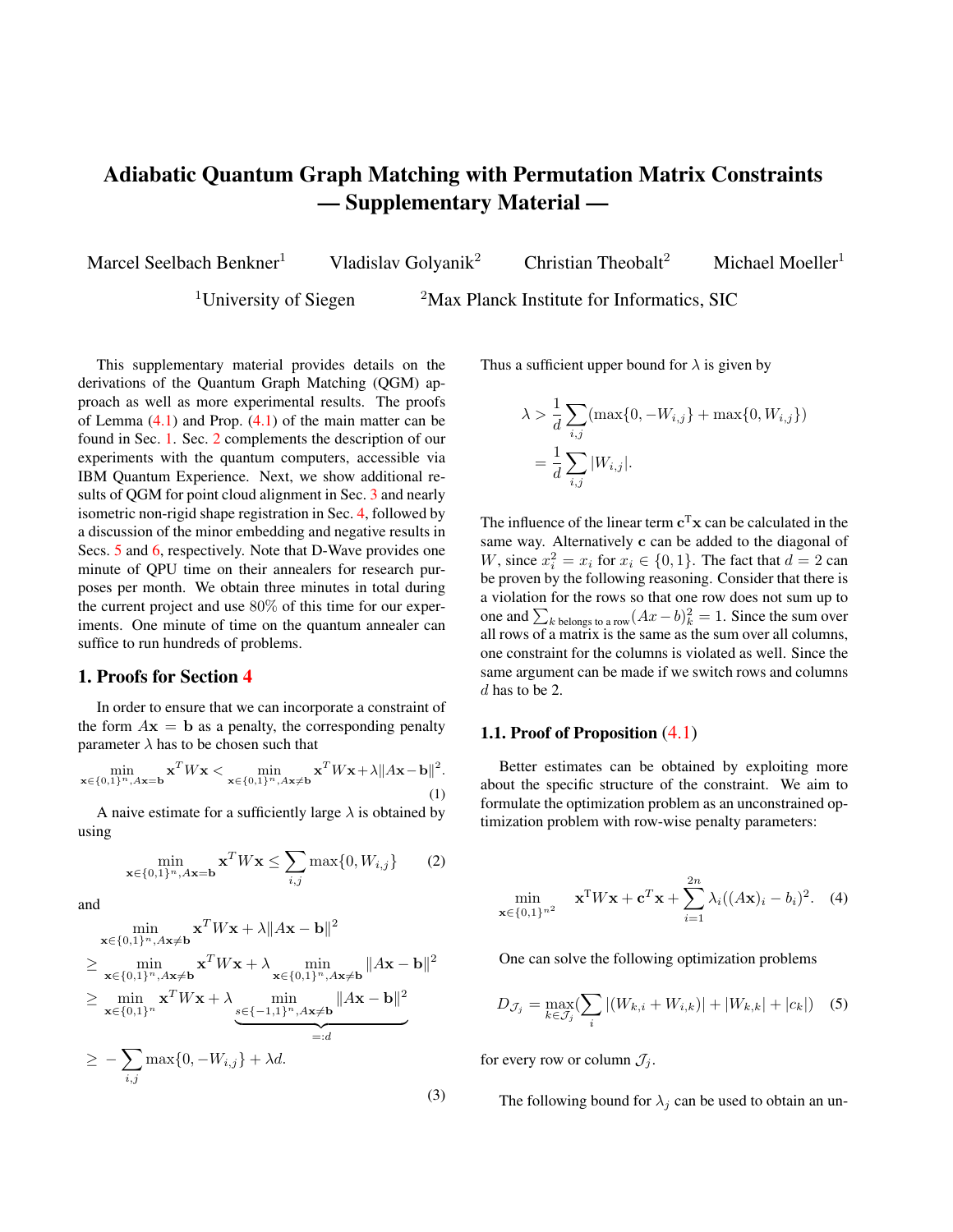# Adiabatic Quantum Graph Matching with Permutation Matrix Constraints — Supplementary Material —

Marcel Seelbach Benkner[1] Vladislav Golyanik[2] Christian Theobalt[2] Michael Moeller[1]

[1]University of Siegen [2]Max Planck Institute for Informatics, SIC

This supplementary material provides details on the derivations of the Quantum Graph Matching (QGM) approach as well as more experimental results. The proofs of Lemma (4.1) and Prop. (4.1) of the main matter can be found in Sec. 1. Sec. 2 complements the description of our experiments with the quantum computers, accessible via IBM Quantum Experience. Next, we show additional results of QGM for point cloud alignment in Sec. 3 and nearly isometric non-rigid shape registration in Sec. 4, followed by a discussion of the minor embedding and negative results in Secs. 5 and 6, respectively. Note that D-Wave provides one minute of QPU time on their annealers for research purposes per month. We obtain three minutes in total during the current project and use 80% of this time for our experiments. One minute of time on the quantum annealer can suffice to run hundreds of problems.

## 1. Proofs for Section 4

In order to ensure that we can incorporate a constraint of the form $A\mathbf{x} = \mathbf{b}$ as a penalty, the corresponding penalty parameter $\lambda$ has to be chosen such that

$$\min_{\mathbf{x}\in\{0,1\}^n, A\mathbf{x}=\mathbf{b}} \mathbf{x}^T W\mathbf{x} < \min_{\mathbf{x}\in\{0,1\}^n, A\mathbf{x}\neq\mathbf{b}} \mathbf{x}^T W\mathbf{x} + \lambda\|A\mathbf{x}-\mathbf{b}\|^2. \quad (1)$$

A naive estimate for a sufficiently large $\lambda$ is obtained by using

$$\min_{\mathbf{x}\in\{0,1\}^n, A\mathbf{x}=\mathbf{b}} \mathbf{x}^T W\mathbf{x} \leq \sum_{i,j} \max\{0, W_{i,j}\} \quad (2)$$

and

$$\begin{aligned}
&\min_{\mathbf{x}\in\{0,1\}^n, A\mathbf{x}\neq\mathbf{b}} \mathbf{x}^T W\mathbf{x} + \lambda\|A\mathbf{x}-\mathbf{b}\|^2 \\
\geq &\min_{\mathbf{x}\in\{0,1\}^n, A\mathbf{x}\neq\mathbf{b}} \mathbf{x}^T W\mathbf{x} + \lambda \min_{\mathbf{x}\in\{0,1\}^n, A\mathbf{x}\neq\mathbf{b}} \|A\mathbf{x}-\mathbf{b}\|^2 \\
\geq &\min_{\mathbf{x}\in\{0,1\}^n} \mathbf{x}^T W\mathbf{x} + \lambda \underbrace{\min_{s\in\{-1,1\}^n, A\mathbf{x}\neq\mathbf{b}} \|A\mathbf{x}-\mathbf{b}\|^2}_{=:d} \\
\geq &- \sum_{i,j} \max\{0, -W_{i,j}\} + \lambda d.
\end{aligned} \quad (3)$$

Thus a sufficient upper bound for $\lambda$ is given by

$$\begin{aligned}
\lambda &> \frac{1}{d}\sum_{i,j}(\max\{0, -W_{i,j}\} + \max\{0, W_{i,j}\}) \\
&= \frac{1}{d}\sum_{i,j}|W_{i,j}|.
\end{aligned}$$

The influence of the linear term $\mathbf{c}^\mathrm{T}\mathbf{x}$ can be calculated in the same way. Alternatively $\mathbf{c}$ can be added to the diagonal of $W$, since $x_i^2 = x_i$ for $x_i \in \{0, 1\}$. The fact that $d = 2$ can be proven by the following reasoning. Consider that there is a violation for the rows so that one row does not sum up to one and $\sum_{k \text{ belongs to a row}} (Ax - b)_k^2 = 1$. Since the sum over all rows of a matrix is the same as the sum over all columns, one constraint for the columns is violated as well. Since the same argument can be made if we switch rows and columns $d$ has to be 2.

### 1.1. Proof of Proposition (4.1)

Better estimates can be obtained by exploiting more about the specific structure of the constraint. We aim to formulate the optimization problem as an unconstrained optimization problem with row-wise penalty parameters:

$$\min_{\mathbf{x}\in\{0,1\}^{n^2}} \mathbf{x}^\mathrm{T} W\mathbf{x} + \mathbf{c}^T\mathbf{x} + \sum_{i=1}^{2n} \lambda_i((A\mathbf{x})_i - b_i)^2. \quad (4)$$

One can solve the following optimization problems

$$D_{\mathcal{J}_j} = \max_{k\in\mathcal{J}_j}\Big(\sum_i |(W_{k,i} + W_{i,k})| + |W_{k,k}| + |c_k|\Big) \quad (5)$$

for every row or column $\mathcal{J}_j$.

The following bound for $\lambda_j$ can be used to obtain an un-